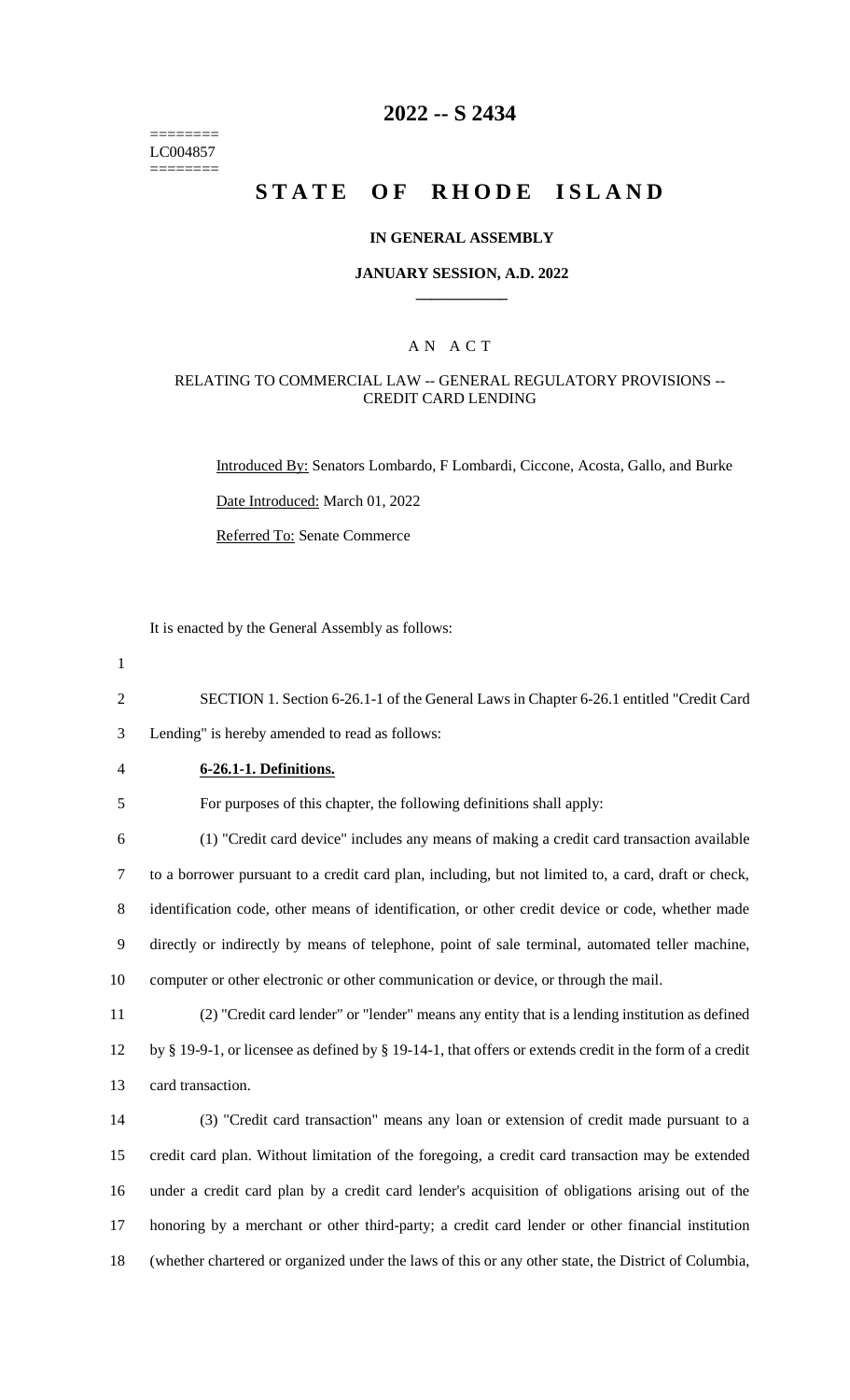========
LC004857
========

# 2022 -- S 2434

# STATE OF RHODE ISLAND

## IN GENERAL ASSEMBLY

### JANUARY SESSION, A.D. 2022

## A N A C T

### RELATING TO COMMERCIAL LAW -- GENERAL REGULATORY PROVISIONS -- CREDIT CARD LENDING

Introduced By: Senators Lombardo, F Lombardi, Ciccone, Acosta, Gallo, and Burke

Date Introduced: March 01, 2022

Referred To: Senate Commerce

It is enacted by the General Assembly as follows:

SECTION 1. Section 6-26.1-1 of the General Laws in Chapter 6-26.1 entitled "Credit Card Lending" is hereby amended to read as follows:

**6-26.1-1. Definitions.**

For purposes of this chapter, the following definitions shall apply:

(1) "Credit card device" includes any means of making a credit card transaction available to a borrower pursuant to a credit card plan, including, but not limited to, a card, draft or check, identification code, other means of identification, or other credit device or code, whether made directly or indirectly by means of telephone, point of sale terminal, automated teller machine, computer or other electronic or other communication or device, or through the mail.

(2) "Credit card lender" or "lender" means any entity that is a lending institution as defined by § 19-9-1, or licensee as defined by § 19-14-1, that offers or extends credit in the form of a credit card transaction.

(3) "Credit card transaction" means any loan or extension of credit made pursuant to a credit card plan. Without limitation of the foregoing, a credit card transaction may be extended under a credit card plan by a credit card lender's acquisition of obligations arising out of the honoring by a merchant or other third-party; a credit card lender or other financial institution (whether chartered or organized under the laws of this or any other state, the District of Columbia,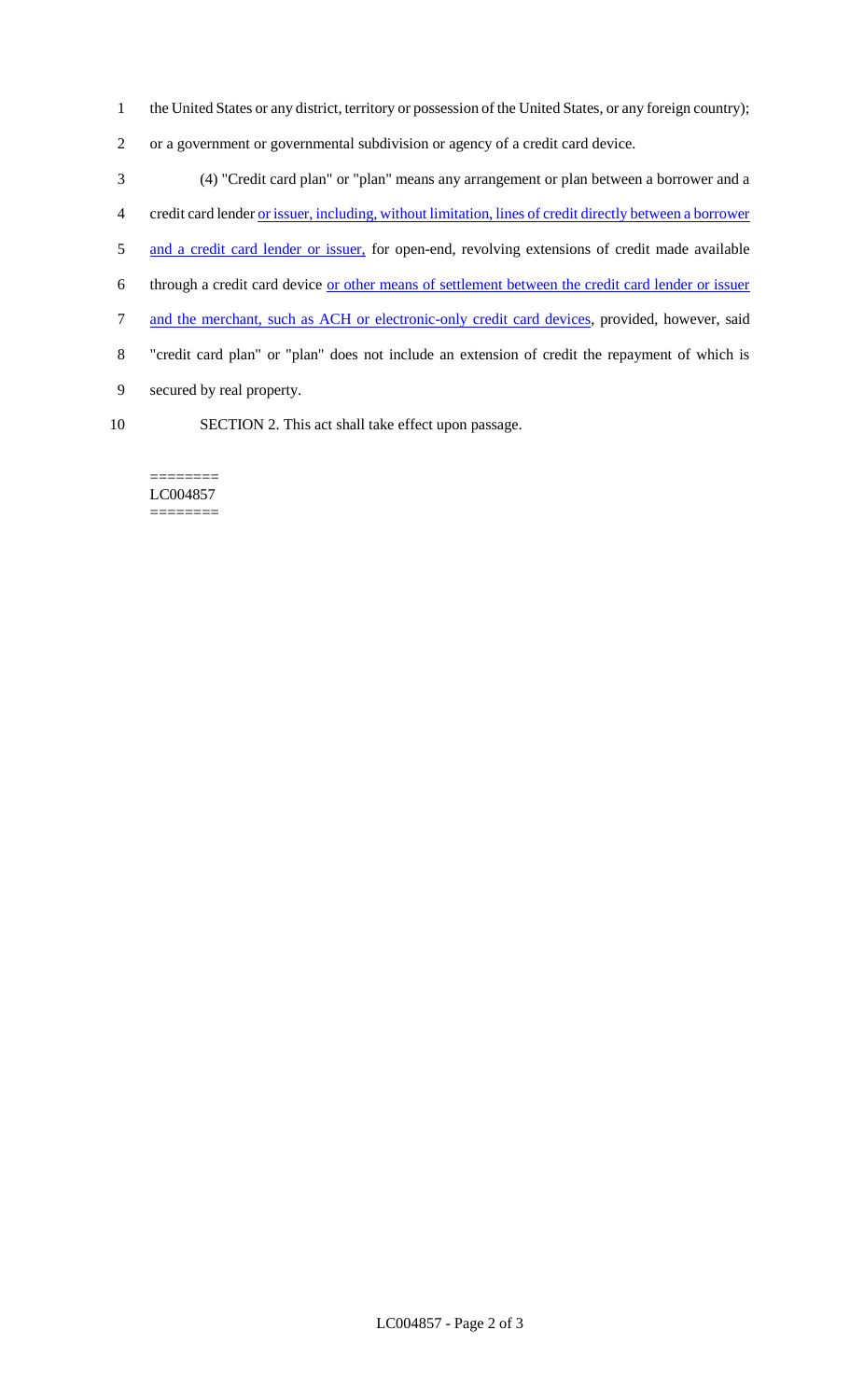the United States or any district, territory or possession of the United States, or any foreign country); or a government or governmental subdivision or agency of a credit card device.

(4) "Credit card plan" or "plan" means any arrangement or plan between a borrower and a credit card lender or issuer, including, without limitation, lines of credit directly between a borrower and a credit card lender or issuer, for open-end, revolving extensions of credit made available through a credit card device or other means of settlement between the credit card lender or issuer and the merchant, such as ACH or electronic-only credit card devices, provided, however, said "credit card plan" or "plan" does not include an extension of credit the repayment of which is secured by real property.

SECTION 2. This act shall take effect upon passage.

========
LC004857
========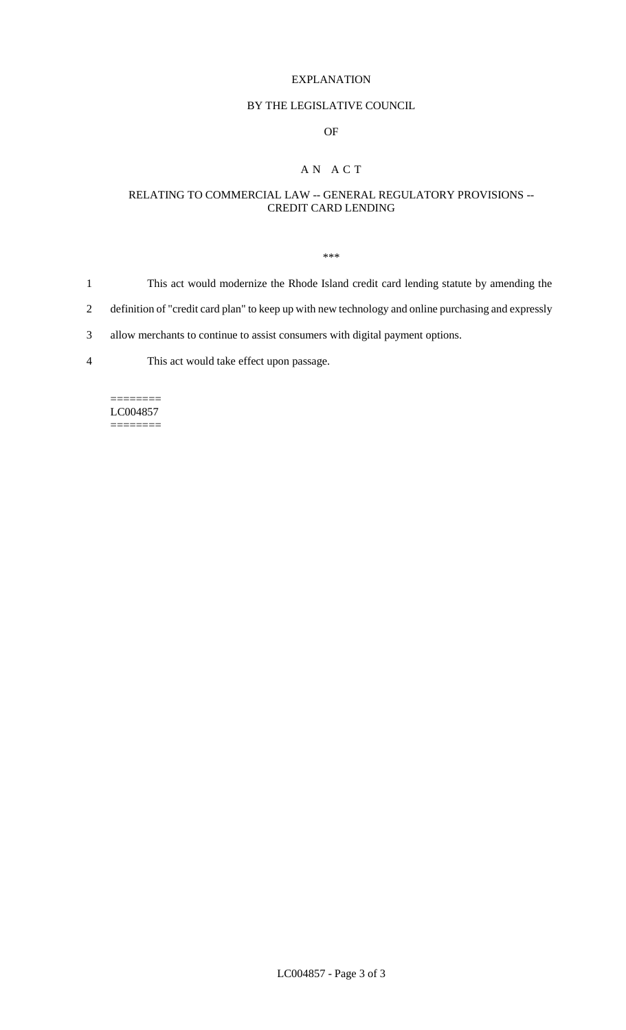EXPLANATION

BY THE LEGISLATIVE COUNCIL

OF

A N A C T

RELATING TO COMMERCIAL LAW -- GENERAL REGULATORY PROVISIONS -- CREDIT CARD LENDING

\*\*\*

1 This act would modernize the Rhode Island credit card lending statute by amending the
2 definition of "credit card plan" to keep up with new technology and online purchasing and expressly
3 allow merchants to continue to assist consumers with digital payment options.
4 This act would take effect upon passage.

========
LC004857
========